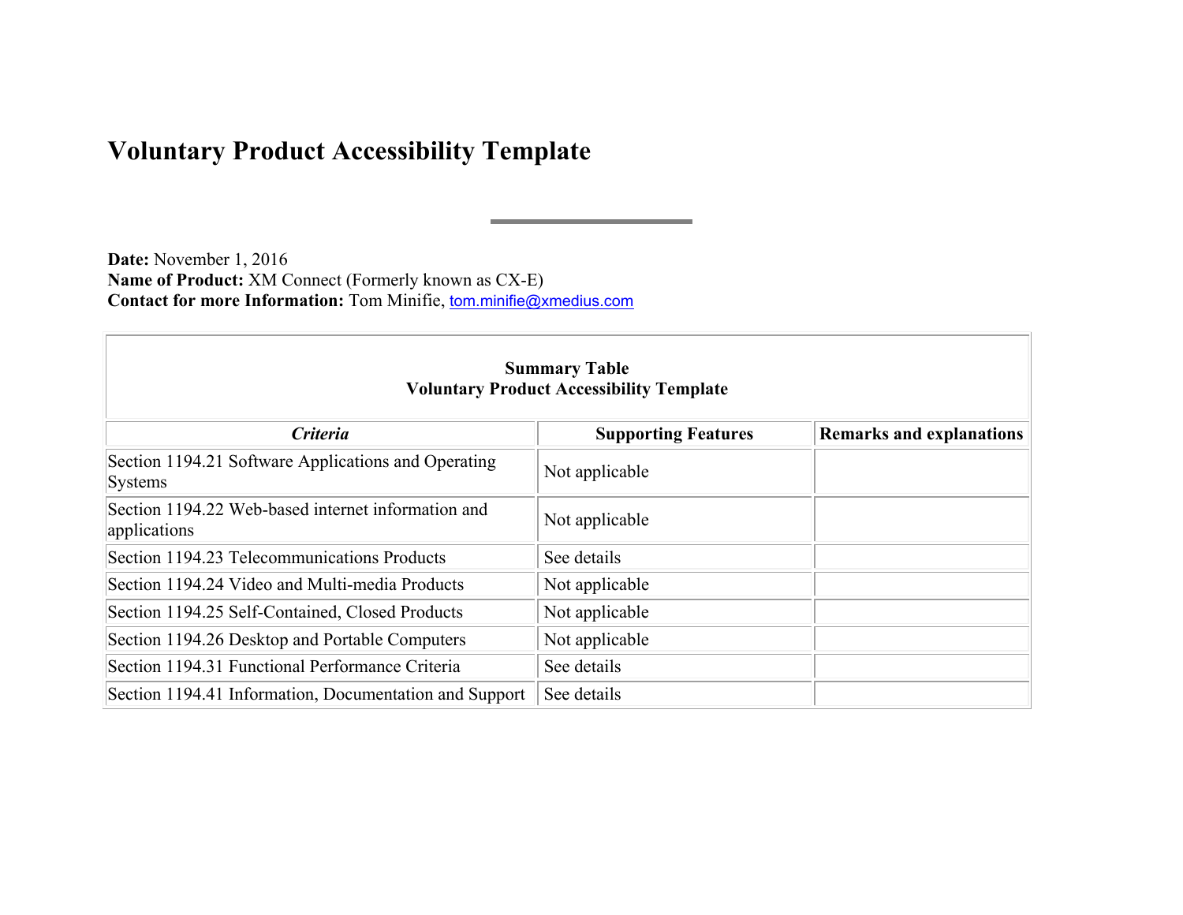# Voluntary Product Accessibility Template

---

**Date:** November 1, 2016
**Name of Product:** XM Connect (Formerly known as CX-E)
**Contact for more Information:** Tom Minifie, tom.minifie@xmedius.com

| **Summary Table Voluntary Product Accessibility Template** | | |
|---|---|---|
| ***Criteria*** | **Supporting Features** | **Remarks and explanations** |
| Section 1194.21 Software Applications and Operating Systems | Not applicable | |
| Section 1194.22 Web-based internet information and applications | Not applicable | |
| Section 1194.23 Telecommunications Products | See details | |
| Section 1194.24 Video and Multi-media Products | Not applicable | |
| Section 1194.25 Self-Contained, Closed Products | Not applicable | |
| Section 1194.26 Desktop and Portable Computers | Not applicable | |
| Section 1194.31 Functional Performance Criteria | See details | |
| Section 1194.41 Information, Documentation and Support | See details | |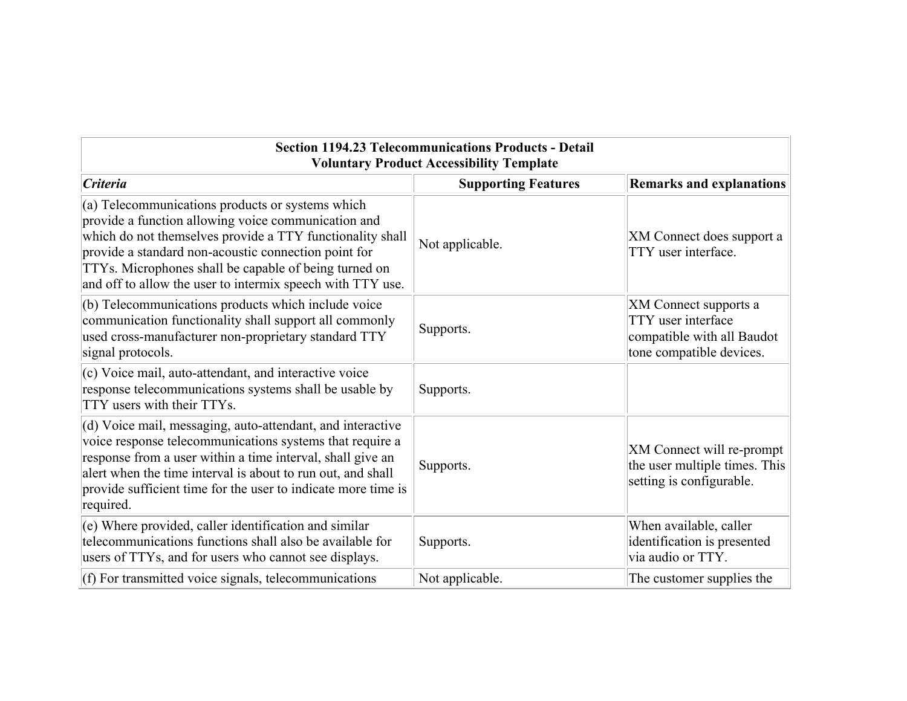| Section 1194.23 Telecommunications Products - Detail<br>Voluntary Product Accessibility Template | | |
| --- | --- | --- |
| ***Criteria*** | **Supporting Features** | **Remarks and explanations** |
| (a) Telecommunications products or systems which provide a function allowing voice communication and which do not themselves provide a TTY functionality shall provide a standard non-acoustic connection point for TTYs. Microphones shall be capable of being turned on and off to allow the user to intermix speech with TTY use. | Not applicable. | XM Connect does support a TTY user interface. |
| (b) Telecommunications products which include voice communication functionality shall support all commonly used cross-manufacturer non-proprietary standard TTY signal protocols. | Supports. | XM Connect supports a TTY user interface compatible with all Baudot tone compatible devices. |
| (c) Voice mail, auto-attendant, and interactive voice response telecommunications systems shall be usable by TTY users with their TTYs. | Supports. | |
| (d) Voice mail, messaging, auto-attendant, and interactive voice response telecommunications systems that require a response from a user within a time interval, shall give an alert when the time interval is about to run out, and shall provide sufficient time for the user to indicate more time is required. | Supports. | XM Connect will re-prompt the user multiple times. This setting is configurable. |
| (e) Where provided, caller identification and similar telecommunications functions shall also be available for users of TTYs, and for users who cannot see displays. | Supports. | When available, caller identification is presented via audio or TTY. |
| (f) For transmitted voice signals, telecommunications | Not applicable. | The customer supplies the |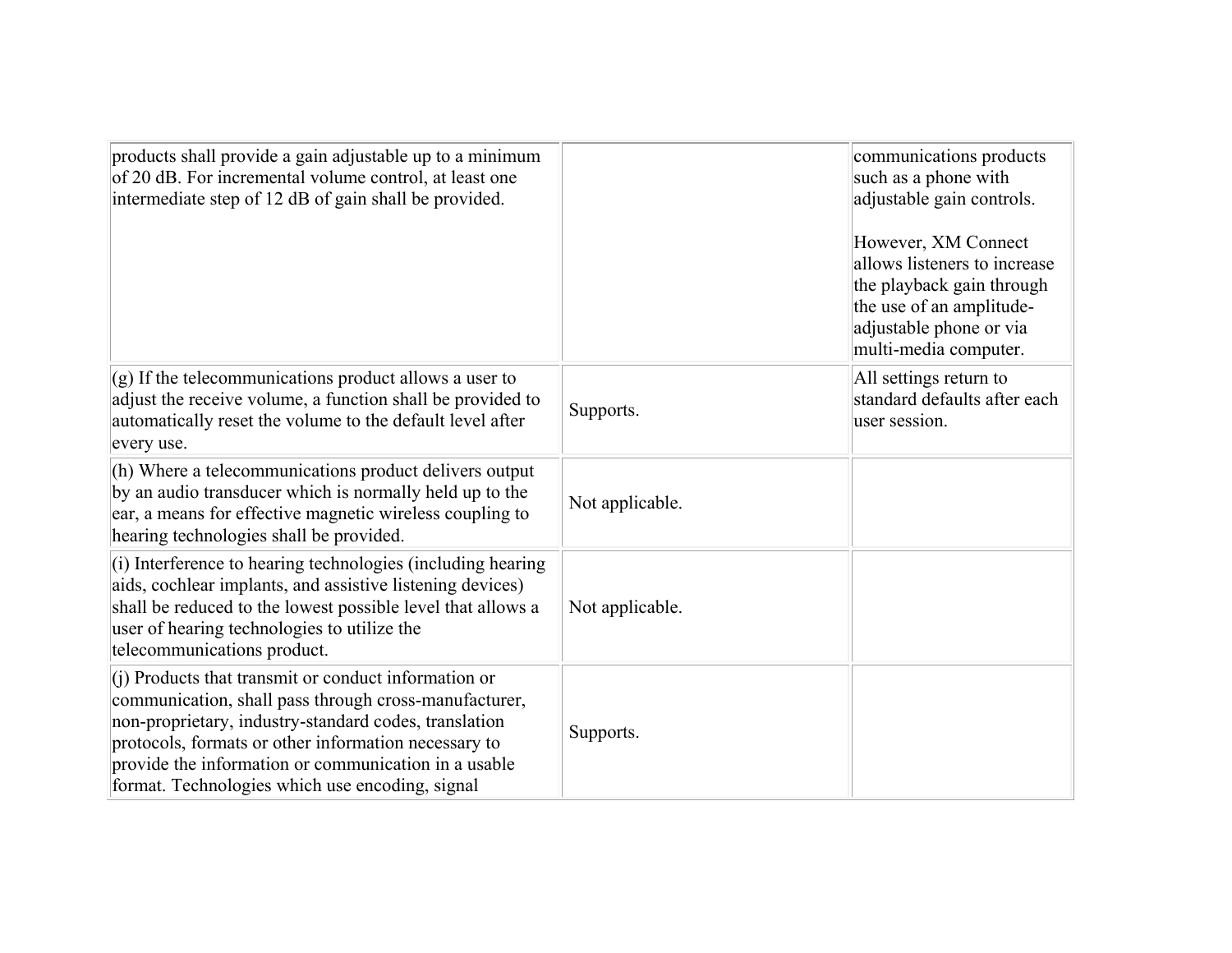| | | |
|---|---|---|
| products shall provide a gain adjustable up to a minimum of 20 dB. For incremental volume control, at least one intermediate step of 12 dB of gain shall be provided. | | communications products such as a phone with adjustable gain controls.<br><br>However, XM Connect allows listeners to increase the playback gain through the use of an amplitude-adjustable phone or via multi-media computer. |
| (g) If the telecommunications product allows a user to adjust the receive volume, a function shall be provided to automatically reset the volume to the default level after every use. | Supports. | All settings return to standard defaults after each user session. |
| (h) Where a telecommunications product delivers output by an audio transducer which is normally held up to the ear, a means for effective magnetic wireless coupling to hearing technologies shall be provided. | Not applicable. | |
| (i) Interference to hearing technologies (including hearing aids, cochlear implants, and assistive listening devices) shall be reduced to the lowest possible level that allows a user of hearing technologies to utilize the telecommunications product. | Not applicable. | |
| (j) Products that transmit or conduct information or communication, shall pass through cross-manufacturer, non-proprietary, industry-standard codes, translation protocols, formats or other information necessary to provide the information or communication in a usable format. Technologies which use encoding, signal | Supports. | |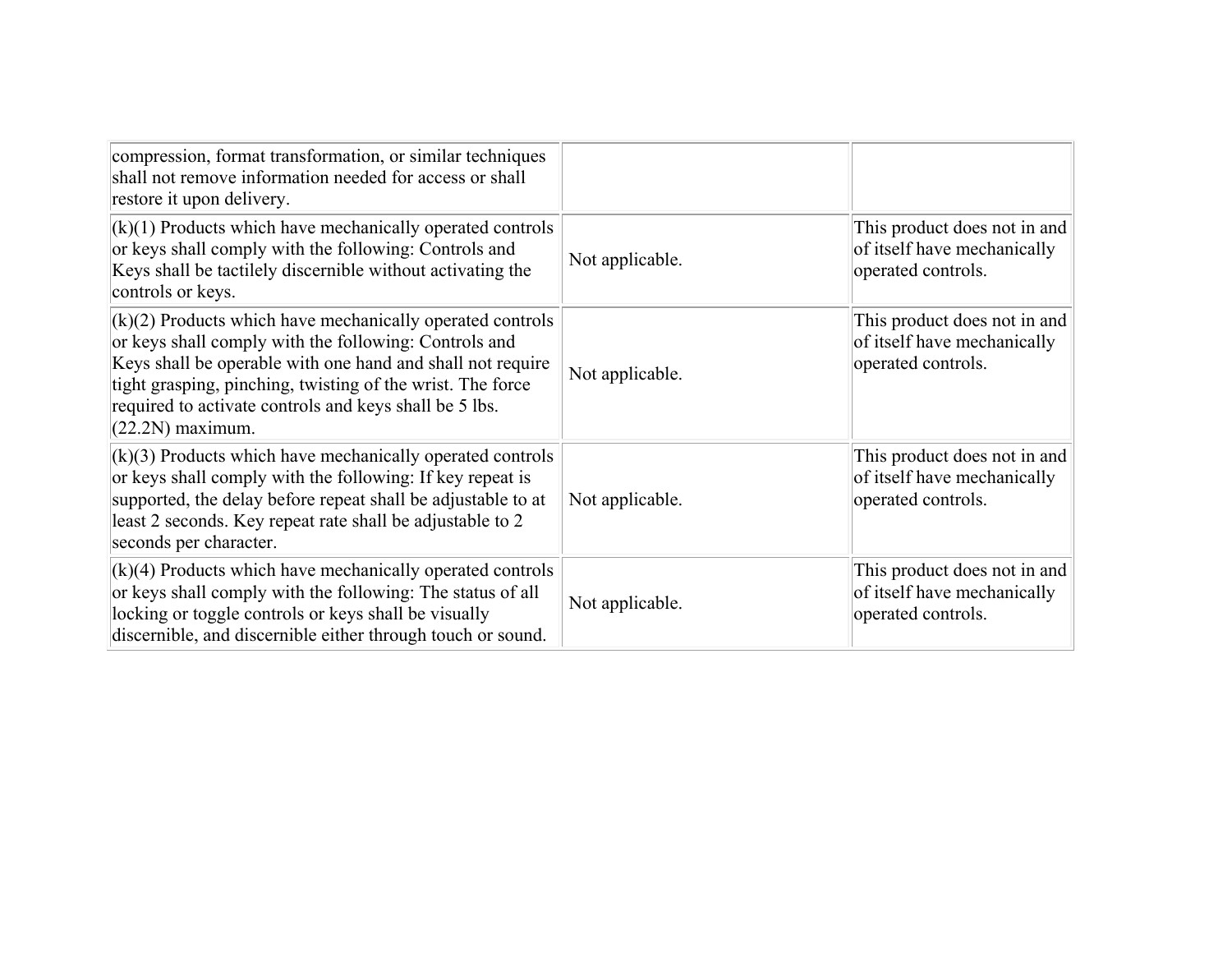| | | |
|---|---|---|
| compression, format transformation, or similar techniques shall not remove information needed for access or shall restore it upon delivery. | | |
| (k)(1) Products which have mechanically operated controls or keys shall comply with the following: Controls and Keys shall be tactilely discernible without activating the controls or keys. | Not applicable. | This product does not in and of itself have mechanically operated controls. |
| (k)(2) Products which have mechanically operated controls or keys shall comply with the following: Controls and Keys shall be operable with one hand and shall not require tight grasping, pinching, twisting of the wrist. The force required to activate controls and keys shall be 5 lbs. (22.2N) maximum. | Not applicable. | This product does not in and of itself have mechanically operated controls. |
| (k)(3) Products which have mechanically operated controls or keys shall comply with the following: If key repeat is supported, the delay before repeat shall be adjustable to at least 2 seconds. Key repeat rate shall be adjustable to 2 seconds per character. | Not applicable. | This product does not in and of itself have mechanically operated controls. |
| (k)(4) Products which have mechanically operated controls or keys shall comply with the following: The status of all locking or toggle controls or keys shall be visually discernible, and discernible either through touch or sound. | Not applicable. | This product does not in and of itself have mechanically operated controls. |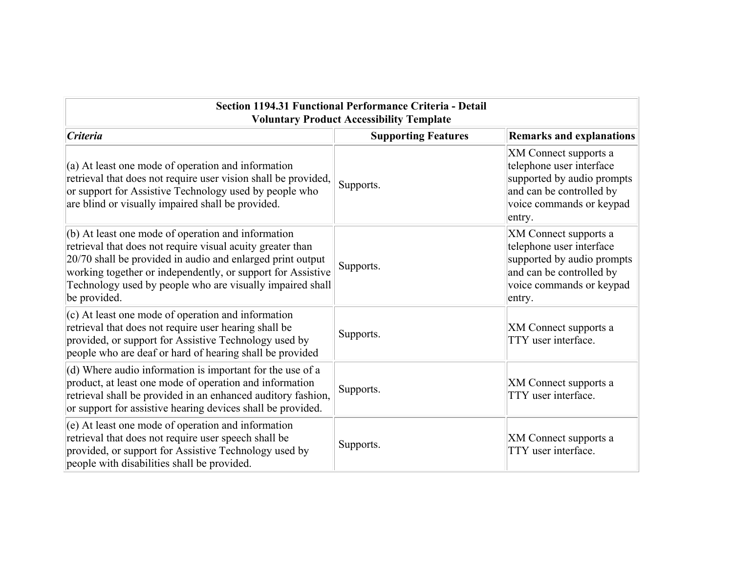| **Section 1194.31 Functional Performance Criteria - Detail Voluntary Product Accessibility Template** | | |
|---|---|---|
| ***Criteria*** | **Supporting Features** | **Remarks and explanations** |
| (a) At least one mode of operation and information retrieval that does not require user vision shall be provided, or support for Assistive Technology used by people who are blind or visually impaired shall be provided. | Supports. | XM Connect supports a telephone user interface supported by audio prompts and can be controlled by voice commands or keypad entry. |
| (b) At least one mode of operation and information retrieval that does not require visual acuity greater than 20/70 shall be provided in audio and enlarged print output working together or independently, or support for Assistive Technology used by people who are visually impaired shall be provided. | Supports. | XM Connect supports a telephone user interface supported by audio prompts and can be controlled by voice commands or keypad entry. |
| (c) At least one mode of operation and information retrieval that does not require user hearing shall be provided, or support for Assistive Technology used by people who are deaf or hard of hearing shall be provided | Supports. | XM Connect supports a TTY user interface. |
| (d) Where audio information is important for the use of a product, at least one mode of operation and information retrieval shall be provided in an enhanced auditory fashion, or support for assistive hearing devices shall be provided. | Supports. | XM Connect supports a TTY user interface. |
| (e) At least one mode of operation and information retrieval that does not require user speech shall be provided, or support for Assistive Technology used by people with disabilities shall be provided. | Supports. | XM Connect supports a TTY user interface. |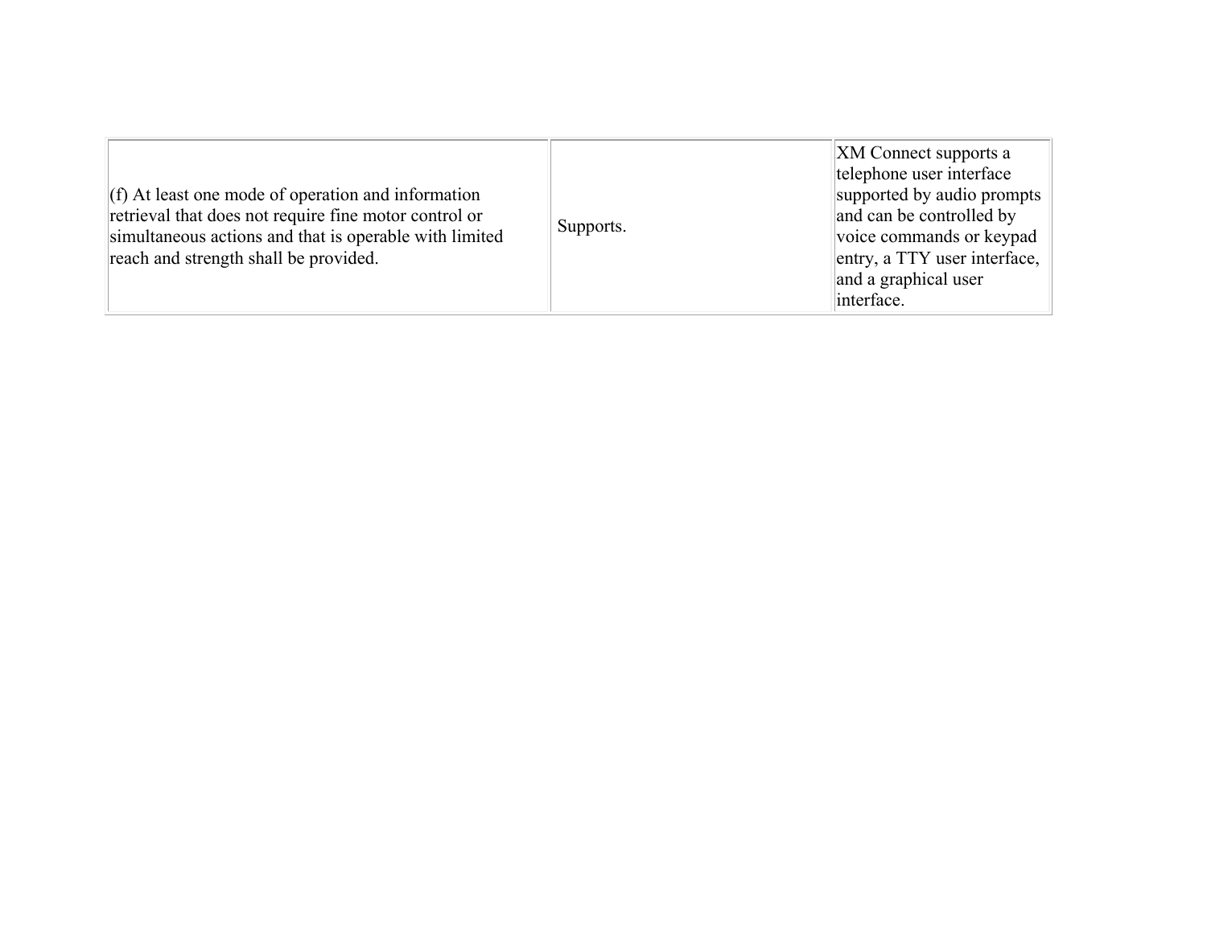| | | |
|---|---|---|
| (f) At least one mode of operation and information retrieval that does not require fine motor control or simultaneous actions and that is operable with limited reach and strength shall be provided. | Supports. | XM Connect supports a telephone user interface supported by audio prompts and can be controlled by voice commands or keypad entry, a TTY user interface, and a graphical user interface. |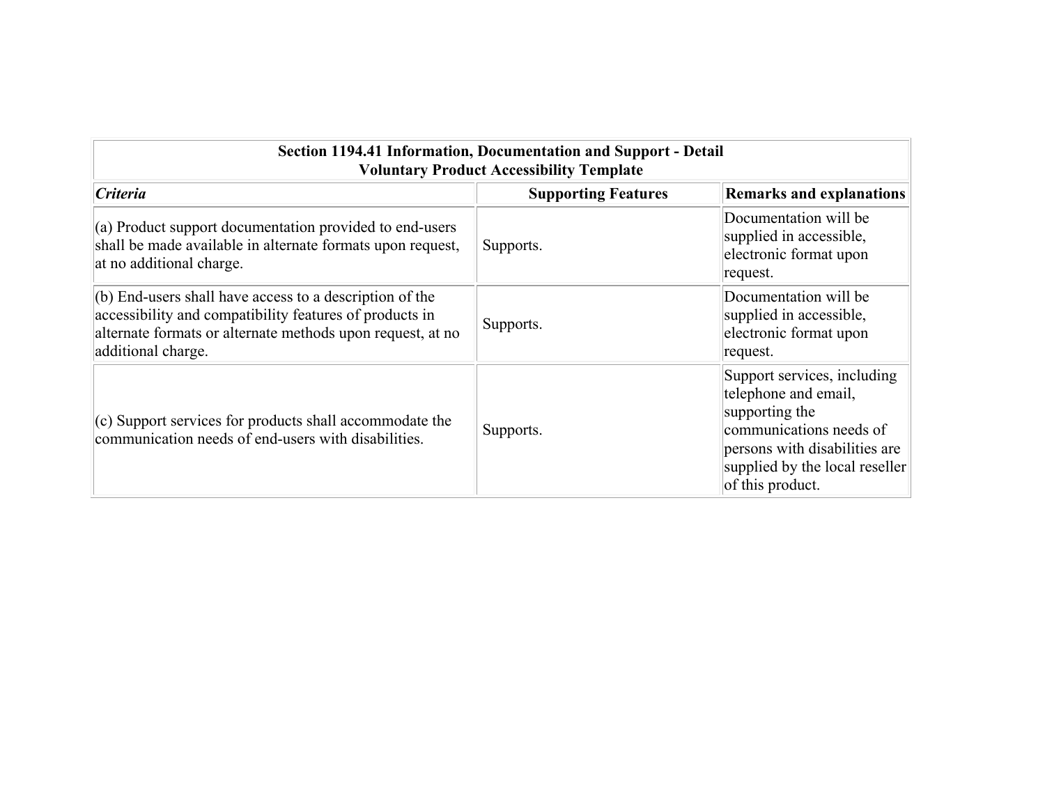| Section 1194.41 Information, Documentation and Support - Detail<br>Voluntary Product Accessibility Template | | |
|---|---|---|
| ***Criteria*** | **Supporting Features** | **Remarks and explanations** |
| (a) Product support documentation provided to end-users shall be made available in alternate formats upon request, at no additional charge. | Supports. | Documentation will be supplied in accessible, electronic format upon request. |
| (b) End-users shall have access to a description of the accessibility and compatibility features of products in alternate formats or alternate methods upon request, at no additional charge. | Supports. | Documentation will be supplied in accessible, electronic format upon request. |
| (c) Support services for products shall accommodate the communication needs of end-users with disabilities. | Supports. | Support services, including telephone and email, supporting the communications needs of persons with disabilities are supplied by the local reseller of this product. |